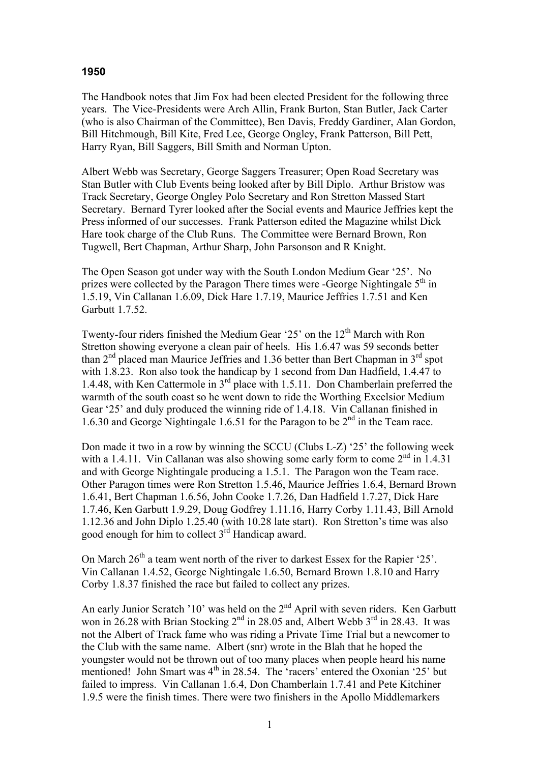## 1950

The Handbook notes that Jim Fox had been elected President for the following three years. The Vice-Presidents were Arch Allin, Frank Burton, Stan Butler, Jack Carter (who is also Chairman of the Committee), Ben Davis, Freddy Gardiner, Alan Gordon, Bill Hitchmough, Bill Kite, Fred Lee, George Ongley, Frank Patterson, Bill Pett, Harry Ryan, Bill Saggers, Bill Smith and Norman Upton.

Albert Webb was Secretary, George Saggers Treasurer; Open Road Secretary was Stan Butler with Club Events being looked after by Bill Diplo. Arthur Bristow was Track Secretary, George Ongley Polo Secretary and Ron Stretton Massed Start Secretary. Bernard Tyrer looked after the Social events and Maurice Jeffries kept the Press informed of our successes. Frank Patterson edited the Magazine whilst Dick Hare took charge of the Club Runs. The Committee were Bernard Brown, Ron Tugwell, Bert Chapman, Arthur Sharp, John Parsonson and R Knight.

The Open Season got under way with the South London Medium Gear '25'. No prizes were collected by the Paragon There times were -George Nightingale 5th in 1.5.19, Vin Callanan 1.6.09, Dick Hare 1.7.19, Maurice Jeffries 1.7.51 and Ken Garbutt 1.7.52.

Twenty-four riders finished the Medium Gear '25' on the 12th March with Ron Stretton showing everyone a clean pair of heels. His 1.6.47 was 59 seconds better than 2nd placed man Maurice Jeffries and 1.36 better than Bert Chapman in 3rd spot with 1.8.23. Ron also took the handicap by 1 second from Dan Hadfield, 1.4.47 to 1.4.48, with Ken Cattermole in 3rd place with 1.5.11. Don Chamberlain preferred the warmth of the south coast so he went down to ride the Worthing Excelsior Medium Gear '25' and duly produced the winning ride of 1.4.18. Vin Callanan finished in 1.6.30 and George Nightingale 1.6.51 for the Paragon to be 2nd in the Team race.

Don made it two in a row by winning the SCCU (Clubs L-Z) '25' the following week with a 1.4.11. Vin Callanan was also showing some early form to come 2nd in 1.4.31 and with George Nightingale producing a 1.5.1. The Paragon won the Team race. Other Paragon times were Ron Stretton 1.5.46, Maurice Jeffries 1.6.4, Bernard Brown 1.6.41, Bert Chapman 1.6.56, John Cooke 1.7.26, Dan Hadfield 1.7.27, Dick Hare 1.7.46, Ken Garbutt 1.9.29, Doug Godfrey 1.11.16, Harry Corby 1.11.43, Bill Arnold 1.12.36 and John Diplo 1.25.40 (with 10.28 late start). Ron Stretton's time was also good enough for him to collect 3rd Handicap award.

On March 26th a team went north of the river to darkest Essex for the Rapier '25'. Vin Callanan 1.4.52, George Nightingale 1.6.50, Bernard Brown 1.8.10 and Harry Corby 1.8.37 finished the race but failed to collect any prizes.

An early Junior Scratch '10' was held on the 2nd April with seven riders. Ken Garbutt won in 26.28 with Brian Stocking 2nd in 28.05 and, Albert Webb 3rd in 28.43. It was not the Albert of Track fame who was riding a Private Time Trial but a newcomer to the Club with the same name. Albert (snr) wrote in the Blah that he hoped the youngster would not be thrown out of too many places when people heard his name mentioned! John Smart was 4th in 28.54. The 'racers' entered the Oxonian '25' but failed to impress. Vin Callanan 1.6.4, Don Chamberlain 1.7.41 and Pete Kitchiner 1.9.5 were the finish times. There were two finishers in the Apollo Middlemarkers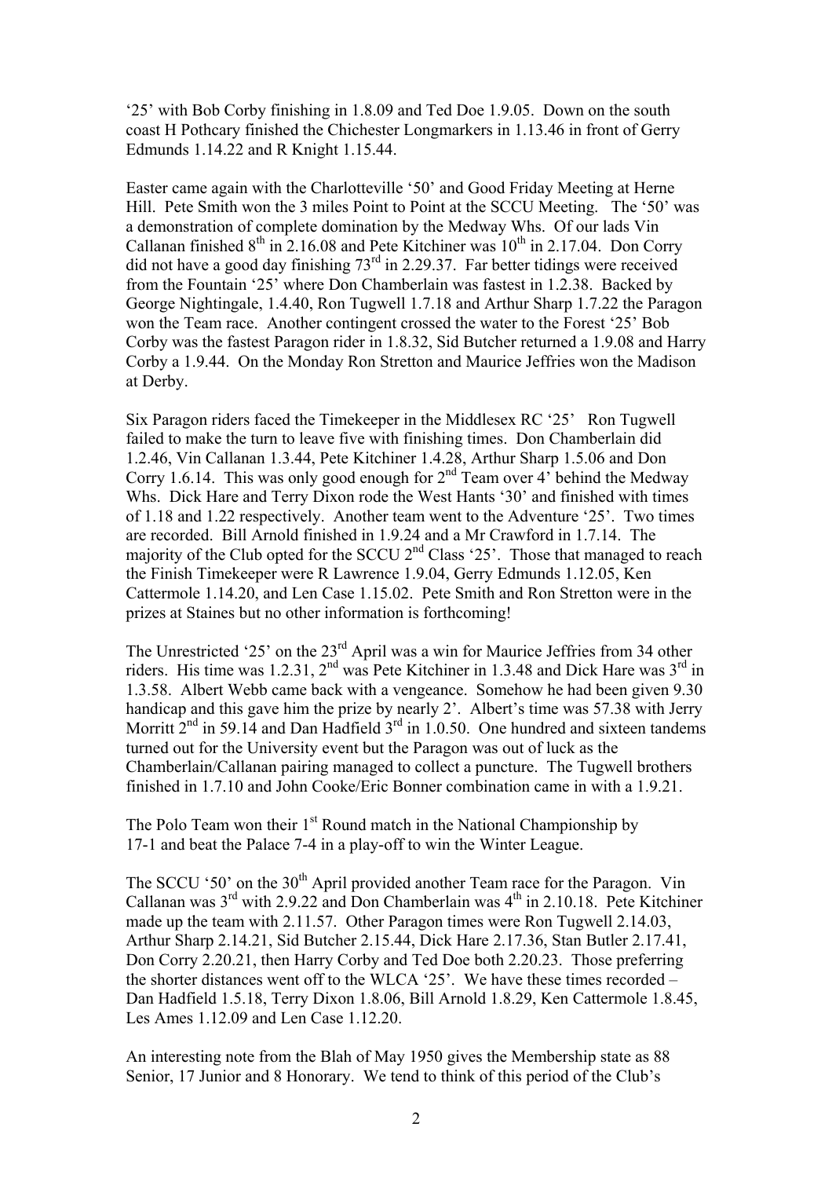'25' with Bob Corby finishing in 1.8.09 and Ted Doe 1.9.05. Down on the south coast H Pothcary finished the Chichester Longmarkers in 1.13.46 in front of Gerry Edmunds 1.14.22 and R Knight 1.15.44.

Easter came again with the Charlotteville '50' and Good Friday Meeting at Herne Hill. Pete Smith won the 3 miles Point to Point at the SCCU Meeting. The '50' was a demonstration of complete domination by the Medway Whs. Of our lads Vin Callanan finished 8th in 2.16.08 and Pete Kitchiner was 10th in 2.17.04. Don Corry did not have a good day finishing 73rd in 2.29.37. Far better tidings were received from the Fountain '25' where Don Chamberlain was fastest in 1.2.38. Backed by George Nightingale, 1.4.40, Ron Tugwell 1.7.18 and Arthur Sharp 1.7.22 the Paragon won the Team race. Another contingent crossed the water to the Forest '25' Bob Corby was the fastest Paragon rider in 1.8.32, Sid Butcher returned a 1.9.08 and Harry Corby a 1.9.44. On the Monday Ron Stretton and Maurice Jeffries won the Madison at Derby.

Six Paragon riders faced the Timekeeper in the Middlesex RC '25' Ron Tugwell failed to make the turn to leave five with finishing times. Don Chamberlain did 1.2.46, Vin Callanan 1.3.44, Pete Kitchiner 1.4.28, Arthur Sharp 1.5.06 and Don Corry 1.6.14. This was only good enough for 2nd Team over 4' behind the Medway Whs. Dick Hare and Terry Dixon rode the West Hants '30' and finished with times of 1.18 and 1.22 respectively. Another team went to the Adventure '25'. Two times are recorded. Bill Arnold finished in 1.9.24 and a Mr Crawford in 1.7.14. The majority of the Club opted for the SCCU 2nd Class '25'. Those that managed to reach the Finish Timekeeper were R Lawrence 1.9.04, Gerry Edmunds 1.12.05, Ken Cattermole 1.14.20, and Len Case 1.15.02. Pete Smith and Ron Stretton were in the prizes at Staines but no other information is forthcoming!

The Unrestricted '25' on the 23rd April was a win for Maurice Jeffries from 34 other riders. His time was 1.2.31, 2nd was Pete Kitchiner in 1.3.48 and Dick Hare was 3rd in 1.3.58. Albert Webb came back with a vengeance. Somehow he had been given 9.30 handicap and this gave him the prize by nearly 2'. Albert's time was 57.38 with Jerry Morritt 2nd in 59.14 and Dan Hadfield 3rd in 1.0.50. One hundred and sixteen tandems turned out for the University event but the Paragon was out of luck as the Chamberlain/Callanan pairing managed to collect a puncture. The Tugwell brothers finished in 1.7.10 and John Cooke/Eric Bonner combination came in with a 1.9.21.

The Polo Team won their 1st Round match in the National Championship by 17-1 and beat the Palace 7-4 in a play-off to win the Winter League.

The SCCU '50' on the 30th April provided another Team race for the Paragon. Vin Callanan was 3rd with 2.9.22 and Don Chamberlain was 4th in 2.10.18. Pete Kitchiner made up the team with 2.11.57. Other Paragon times were Ron Tugwell 2.14.03, Arthur Sharp 2.14.21, Sid Butcher 2.15.44, Dick Hare 2.17.36, Stan Butler 2.17.41, Don Corry 2.20.21, then Harry Corby and Ted Doe both 2.20.23. Those preferring the shorter distances went off to the WLCA '25'. We have these times recorded – Dan Hadfield 1.5.18, Terry Dixon 1.8.06, Bill Arnold 1.8.29, Ken Cattermole 1.8.45, Les Ames 1.12.09 and Len Case 1.12.20.

An interesting note from the Blah of May 1950 gives the Membership state as 88 Senior, 17 Junior and 8 Honorary. We tend to think of this period of the Club's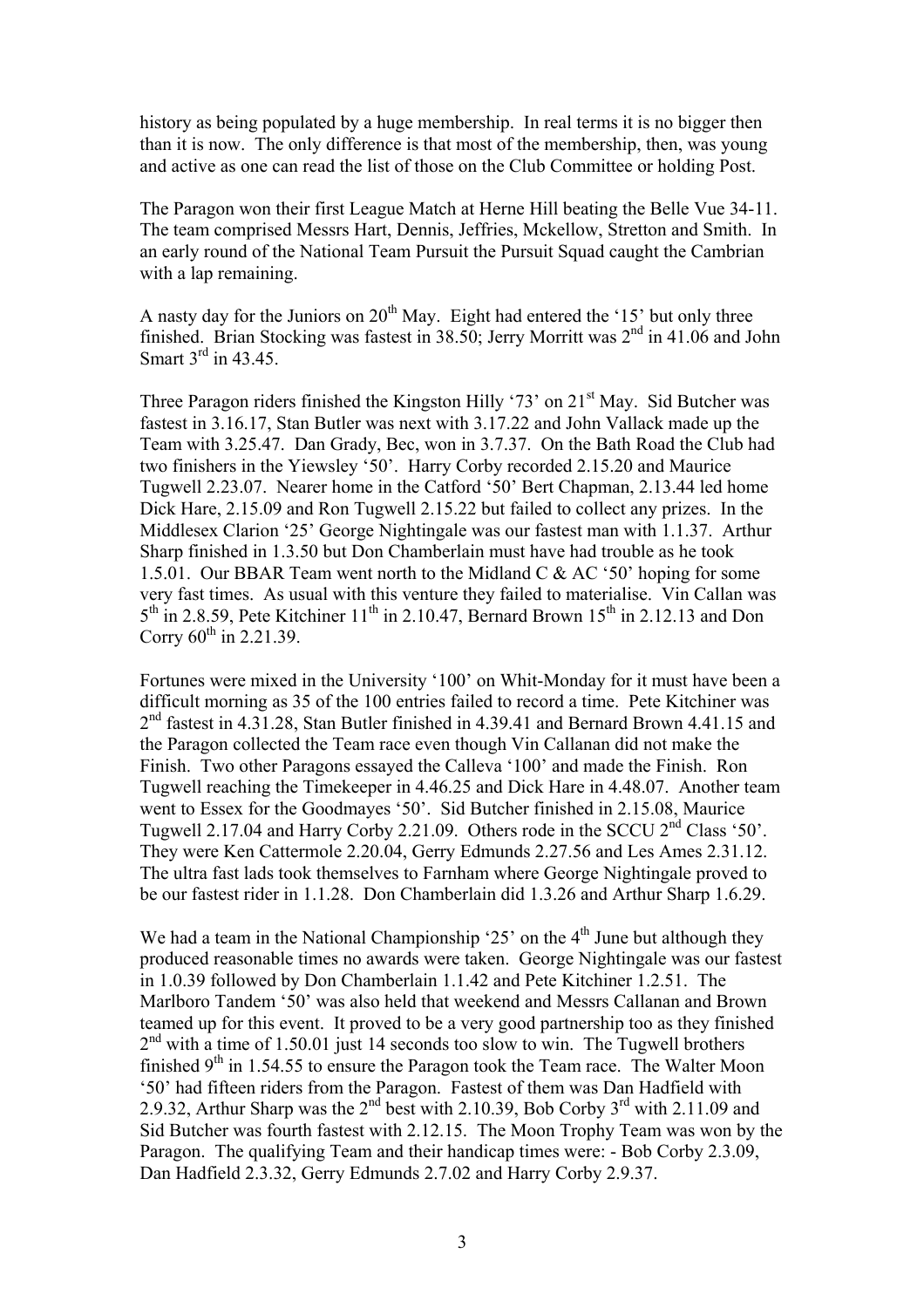history as being populated by a huge membership. In real terms it is no bigger then than it is now. The only difference is that most of the membership, then, was young and active as one can read the list of those on the Club Committee or holding Post.

The Paragon won their first League Match at Herne Hill beating the Belle Vue 34-11. The team comprised Messrs Hart, Dennis, Jeffries, Mckellow, Stretton and Smith. In an early round of the National Team Pursuit the Pursuit Squad caught the Cambrian with a lap remaining.

A nasty day for the Juniors on 20th May. Eight had entered the '15' but only three finished. Brian Stocking was fastest in 38.50; Jerry Morritt was 2nd in 41.06 and John Smart 3rd in 43.45.

Three Paragon riders finished the Kingston Hilly '73' on 21st May. Sid Butcher was fastest in 3.16.17, Stan Butler was next with 3.17.22 and John Vallack made up the Team with 3.25.47. Dan Grady, Bec, won in 3.7.37. On the Bath Road the Club had two finishers in the Yiewsley '50'. Harry Corby recorded 2.15.20 and Maurice Tugwell 2.23.07. Nearer home in the Catford '50' Bert Chapman, 2.13.44 led home Dick Hare, 2.15.09 and Ron Tugwell 2.15.22 but failed to collect any prizes. In the Middlesex Clarion '25' George Nightingale was our fastest man with 1.1.37. Arthur Sharp finished in 1.3.50 but Don Chamberlain must have had trouble as he took 1.5.01. Our BBAR Team went north to the Midland C & AC '50' hoping for some very fast times. As usual with this venture they failed to materialise. Vin Callan was 5th in 2.8.59, Pete Kitchiner 11th in 2.10.47, Bernard Brown 15th in 2.12.13 and Don Corry 60th in 2.21.39.

Fortunes were mixed in the University '100' on Whit-Monday for it must have been a difficult morning as 35 of the 100 entries failed to record a time. Pete Kitchiner was 2nd fastest in 4.31.28, Stan Butler finished in 4.39.41 and Bernard Brown 4.41.15 and the Paragon collected the Team race even though Vin Callanan did not make the Finish. Two other Paragons essayed the Calleva '100' and made the Finish. Ron Tugwell reaching the Timekeeper in 4.46.25 and Dick Hare in 4.48.07. Another team went to Essex for the Goodmayes '50'. Sid Butcher finished in 2.15.08, Maurice Tugwell 2.17.04 and Harry Corby 2.21.09. Others rode in the SCCU 2nd Class '50'. They were Ken Cattermole 2.20.04, Gerry Edmunds 2.27.56 and Les Ames 2.31.12. The ultra fast lads took themselves to Farnham where George Nightingale proved to be our fastest rider in 1.1.28. Don Chamberlain did 1.3.26 and Arthur Sharp 1.6.29.

We had a team in the National Championship '25' on the 4th June but although they produced reasonable times no awards were taken. George Nightingale was our fastest in 1.0.39 followed by Don Chamberlain 1.1.42 and Pete Kitchiner 1.2.51. The Marlboro Tandem '50' was also held that weekend and Messrs Callanan and Brown teamed up for this event. It proved to be a very good partnership too as they finished 2nd with a time of 1.50.01 just 14 seconds too slow to win. The Tugwell brothers finished 9th in 1.54.55 to ensure the Paragon took the Team race. The Walter Moon '50' had fifteen riders from the Paragon. Fastest of them was Dan Hadfield with 2.9.32, Arthur Sharp was the 2nd best with 2.10.39, Bob Corby 3rd with 2.11.09 and Sid Butcher was fourth fastest with 2.12.15. The Moon Trophy Team was won by the Paragon. The qualifying Team and their handicap times were: - Bob Corby 2.3.09, Dan Hadfield 2.3.32, Gerry Edmunds 2.7.02 and Harry Corby 2.9.37.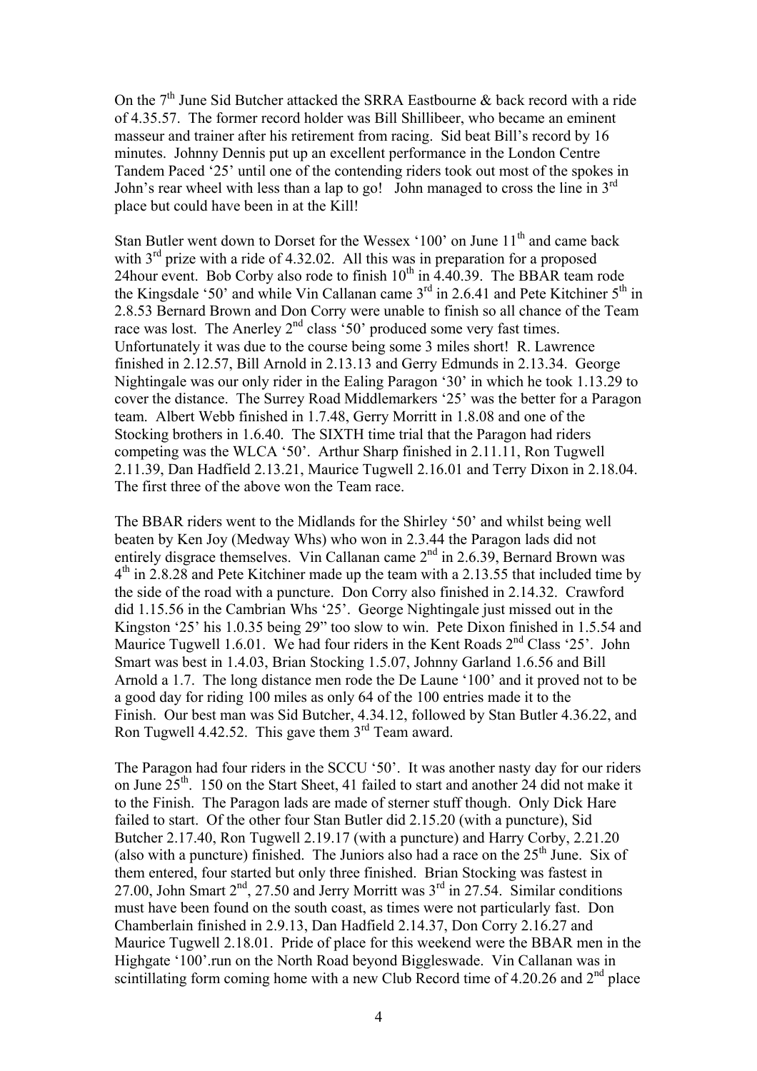On the 7th June Sid Butcher attacked the SRRA Eastbourne & back record with a ride of 4.35.57. The former record holder was Bill Shillibeer, who became an eminent masseur and trainer after his retirement from racing. Sid beat Bill's record by 16 minutes. Johnny Dennis put up an excellent performance in the London Centre Tandem Paced '25' until one of the contending riders took out most of the spokes in John's rear wheel with less than a lap to go! John managed to cross the line in 3rd place but could have been in at the Kill!

Stan Butler went down to Dorset for the Wessex '100' on June 11th and came back with 3rd prize with a ride of 4.32.02. All this was in preparation for a proposed 24hour event. Bob Corby also rode to finish 10th in 4.40.39. The BBAR team rode the Kingsdale '50' and while Vin Callanan came 3rd in 2.6.41 and Pete Kitchiner 5th in 2.8.53 Bernard Brown and Don Corry were unable to finish so all chance of the Team race was lost. The Anerley 2nd class '50' produced some very fast times. Unfortunately it was due to the course being some 3 miles short! R. Lawrence finished in 2.12.57, Bill Arnold in 2.13.13 and Gerry Edmunds in 2.13.34. George Nightingale was our only rider in the Ealing Paragon '30' in which he took 1.13.29 to cover the distance. The Surrey Road Middlemarkers '25' was the better for a Paragon team. Albert Webb finished in 1.7.48, Gerry Morritt in 1.8.08 and one of the Stocking brothers in 1.6.40. The SIXTH time trial that the Paragon had riders competing was the WLCA '50'. Arthur Sharp finished in 2.11.11, Ron Tugwell 2.11.39, Dan Hadfield 2.13.21, Maurice Tugwell 2.16.01 and Terry Dixon in 2.18.04. The first three of the above won the Team race.

The BBAR riders went to the Midlands for the Shirley '50' and whilst being well beaten by Ken Joy (Medway Whs) who won in 2.3.44 the Paragon lads did not entirely disgrace themselves. Vin Callanan came 2nd in 2.6.39, Bernard Brown was 4th in 2.8.28 and Pete Kitchiner made up the team with a 2.13.55 that included time by the side of the road with a puncture. Don Corry also finished in 2.14.32. Crawford did 1.15.56 in the Cambrian Whs '25'. George Nightingale just missed out in the Kingston '25' his 1.0.35 being 29" too slow to win. Pete Dixon finished in 1.5.54 and Maurice Tugwell 1.6.01. We had four riders in the Kent Roads 2nd Class '25'. John Smart was best in 1.4.03, Brian Stocking 1.5.07, Johnny Garland 1.6.56 and Bill Arnold a 1.7. The long distance men rode the De Laune '100' and it proved not to be a good day for riding 100 miles as only 64 of the 100 entries made it to the Finish. Our best man was Sid Butcher, 4.34.12, followed by Stan Butler 4.36.22, and Ron Tugwell 4.42.52. This gave them 3rd Team award.

The Paragon had four riders in the SCCU '50'. It was another nasty day for our riders on June 25th. 150 on the Start Sheet, 41 failed to start and another 24 did not make it to the Finish. The Paragon lads are made of sterner stuff though. Only Dick Hare failed to start. Of the other four Stan Butler did 2.15.20 (with a puncture), Sid Butcher 2.17.40, Ron Tugwell 2.19.17 (with a puncture) and Harry Corby, 2.21.20 (also with a puncture) finished. The Juniors also had a race on the 25th June. Six of them entered, four started but only three finished. Brian Stocking was fastest in 27.00, John Smart 2nd, 27.50 and Jerry Morritt was 3rd in 27.54. Similar conditions must have been found on the south coast, as times were not particularly fast. Don Chamberlain finished in 2.9.13, Dan Hadfield 2.14.37, Don Corry 2.16.27 and Maurice Tugwell 2.18.01. Pride of place for this weekend were the BBAR men in the Highgate '100'.run on the North Road beyond Biggleswade. Vin Callanan was in scintillating form coming home with a new Club Record time of 4.20.26 and 2nd place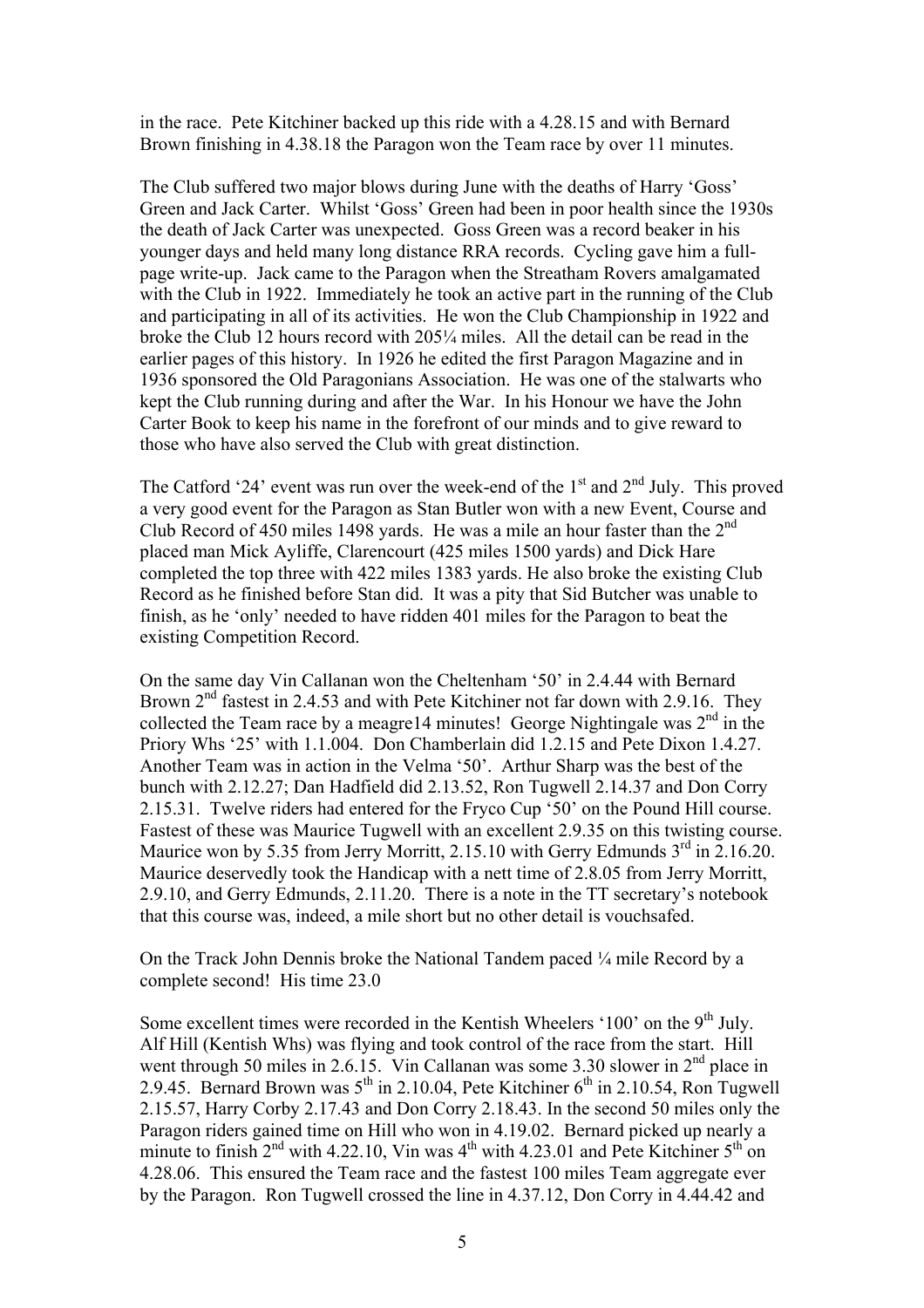in the race. Pete Kitchiner backed up this ride with a 4.28.15 and with Bernard Brown finishing in 4.38.18 the Paragon won the Team race by over 11 minutes.

The Club suffered two major blows during June with the deaths of Harry 'Goss' Green and Jack Carter. Whilst 'Goss' Green had been in poor health since the 1930s the death of Jack Carter was unexpected. Goss Green was a record beaker in his younger days and held many long distance RRA records. Cycling gave him a full-page write-up. Jack came to the Paragon when the Streatham Rovers amalgamated with the Club in 1922. Immediately he took an active part in the running of the Club and participating in all of its activities. He won the Club Championship in 1922 and broke the Club 12 hours record with 205¼ miles. All the detail can be read in the earlier pages of this history. In 1926 he edited the first Paragon Magazine and in 1936 sponsored the Old Paragonians Association. He was one of the stalwarts who kept the Club running during and after the War. In his Honour we have the John Carter Book to keep his name in the forefront of our minds and to give reward to those who have also served the Club with great distinction.

The Catford '24' event was run over the week-end of the 1st and 2nd July. This proved a very good event for the Paragon as Stan Butler won with a new Event, Course and Club Record of 450 miles 1498 yards. He was a mile an hour faster than the 2nd placed man Mick Ayliffe, Clarencourt (425 miles 1500 yards) and Dick Hare completed the top three with 422 miles 1383 yards. He also broke the existing Club Record as he finished before Stan did. It was a pity that Sid Butcher was unable to finish, as he 'only' needed to have ridden 401 miles for the Paragon to beat the existing Competition Record.

On the same day Vin Callanan won the Cheltenham '50' in 2.4.44 with Bernard Brown 2nd fastest in 2.4.53 and with Pete Kitchiner not far down with 2.9.16. They collected the Team race by a meagre14 minutes! George Nightingale was 2nd in the Priory Whs '25' with 1.1.004. Don Chamberlain did 1.2.15 and Pete Dixon 1.4.27. Another Team was in action in the Velma '50'. Arthur Sharp was the best of the bunch with 2.12.27; Dan Hadfield did 2.13.52, Ron Tugwell 2.14.37 and Don Corry 2.15.31. Twelve riders had entered for the Fryco Cup '50' on the Pound Hill course. Fastest of these was Maurice Tugwell with an excellent 2.9.35 on this twisting course. Maurice won by 5.35 from Jerry Morritt, 2.15.10 with Gerry Edmunds 3rd in 2.16.20. Maurice deservedly took the Handicap with a nett time of 2.8.05 from Jerry Morritt, 2.9.10, and Gerry Edmunds, 2.11.20. There is a note in the TT secretary's notebook that this course was, indeed, a mile short but no other detail is vouchsafed.

On the Track John Dennis broke the National Tandem paced ¼ mile Record by a complete second! His time 23.0

Some excellent times were recorded in the Kentish Wheelers '100' on the 9th July. Alf Hill (Kentish Whs) was flying and took control of the race from the start. Hill went through 50 miles in 2.6.15. Vin Callanan was some 3.30 slower in 2nd place in 2.9.45. Bernard Brown was 5th in 2.10.04, Pete Kitchiner 6th in 2.10.54, Ron Tugwell 2.15.57, Harry Corby 2.17.43 and Don Corry 2.18.43. In the second 50 miles only the Paragon riders gained time on Hill who won in 4.19.02. Bernard picked up nearly a minute to finish 2nd with 4.22.10, Vin was 4th with 4.23.01 and Pete Kitchiner 5th on 4.28.06. This ensured the Team race and the fastest 100 miles Team aggregate ever by the Paragon. Ron Tugwell crossed the line in 4.37.12, Don Corry in 4.44.42 and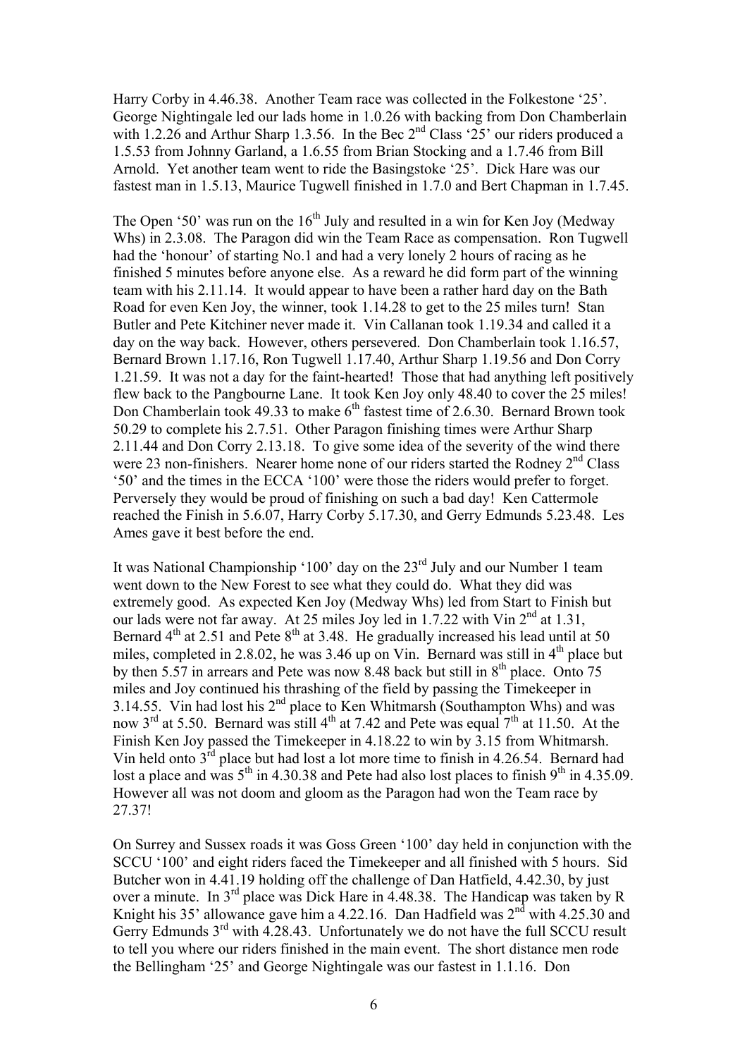Harry Corby in 4.46.38. Another Team race was collected in the Folkestone '25'. George Nightingale led our lads home in 1.0.26 with backing from Don Chamberlain with 1.2.26 and Arthur Sharp 1.3.56. In the Bec 2nd Class '25' our riders produced a 1.5.53 from Johnny Garland, a 1.6.55 from Brian Stocking and a 1.7.46 from Bill Arnold. Yet another team went to ride the Basingstoke '25'. Dick Hare was our fastest man in 1.5.13, Maurice Tugwell finished in 1.7.0 and Bert Chapman in 1.7.45.

The Open '50' was run on the 16th July and resulted in a win for Ken Joy (Medway Whs) in 2.3.08. The Paragon did win the Team Race as compensation. Ron Tugwell had the 'honour' of starting No.1 and had a very lonely 2 hours of racing as he finished 5 minutes before anyone else. As a reward he did form part of the winning team with his 2.11.14. It would appear to have been a rather hard day on the Bath Road for even Ken Joy, the winner, took 1.14.28 to get to the 25 miles turn! Stan Butler and Pete Kitchiner never made it. Vin Callanan took 1.19.34 and called it a day on the way back. However, others persevered. Don Chamberlain took 1.16.57, Bernard Brown 1.17.16, Ron Tugwell 1.17.40, Arthur Sharp 1.19.56 and Don Corry 1.21.59. It was not a day for the faint-hearted! Those that had anything left positively flew back to the Pangbourne Lane. It took Ken Joy only 48.40 to cover the 25 miles! Don Chamberlain took 49.33 to make 6th fastest time of 2.6.30. Bernard Brown took 50.29 to complete his 2.7.51. Other Paragon finishing times were Arthur Sharp 2.11.44 and Don Corry 2.13.18. To give some idea of the severity of the wind there were 23 non-finishers. Nearer home none of our riders started the Rodney 2nd Class '50' and the times in the ECCA '100' were those the riders would prefer to forget. Perversely they would be proud of finishing on such a bad day! Ken Cattermole reached the Finish in 5.6.07, Harry Corby 5.17.30, and Gerry Edmunds 5.23.48. Les Ames gave it best before the end.

It was National Championship '100' day on the 23rd July and our Number 1 team went down to the New Forest to see what they could do. What they did was extremely good. As expected Ken Joy (Medway Whs) led from Start to Finish but our lads were not far away. At 25 miles Joy led in 1.7.22 with Vin 2nd at 1.31, Bernard 4th at 2.51 and Pete 8th at 3.48. He gradually increased his lead until at 50 miles, completed in 2.8.02, he was 3.46 up on Vin. Bernard was still in 4th place but by then 5.57 in arrears and Pete was now 8.48 back but still in 8th place. Onto 75 miles and Joy continued his thrashing of the field by passing the Timekeeper in 3.14.55. Vin had lost his 2nd place to Ken Whitmarsh (Southampton Whs) and was now 3rd at 5.50. Bernard was still 4th at 7.42 and Pete was equal 7th at 11.50. At the Finish Ken Joy passed the Timekeeper in 4.18.22 to win by 3.15 from Whitmarsh. Vin held onto 3rd place but had lost a lot more time to finish in 4.26.54. Bernard had lost a place and was 5th in 4.30.38 and Pete had also lost places to finish 9th in 4.35.09. However all was not doom and gloom as the Paragon had won the Team race by 27.37!

On Surrey and Sussex roads it was Goss Green '100' day held in conjunction with the SCCU '100' and eight riders faced the Timekeeper and all finished with 5 hours. Sid Butcher won in 4.41.19 holding off the challenge of Dan Hatfield, 4.42.30, by just over a minute. In 3rd place was Dick Hare in 4.48.38. The Handicap was taken by R Knight his 35' allowance gave him a 4.22.16. Dan Hadfield was 2nd with 4.25.30 and Gerry Edmunds 3rd with 4.28.43. Unfortunately we do not have the full SCCU result to tell you where our riders finished in the main event. The short distance men rode the Bellingham '25' and George Nightingale was our fastest in 1.1.16. Don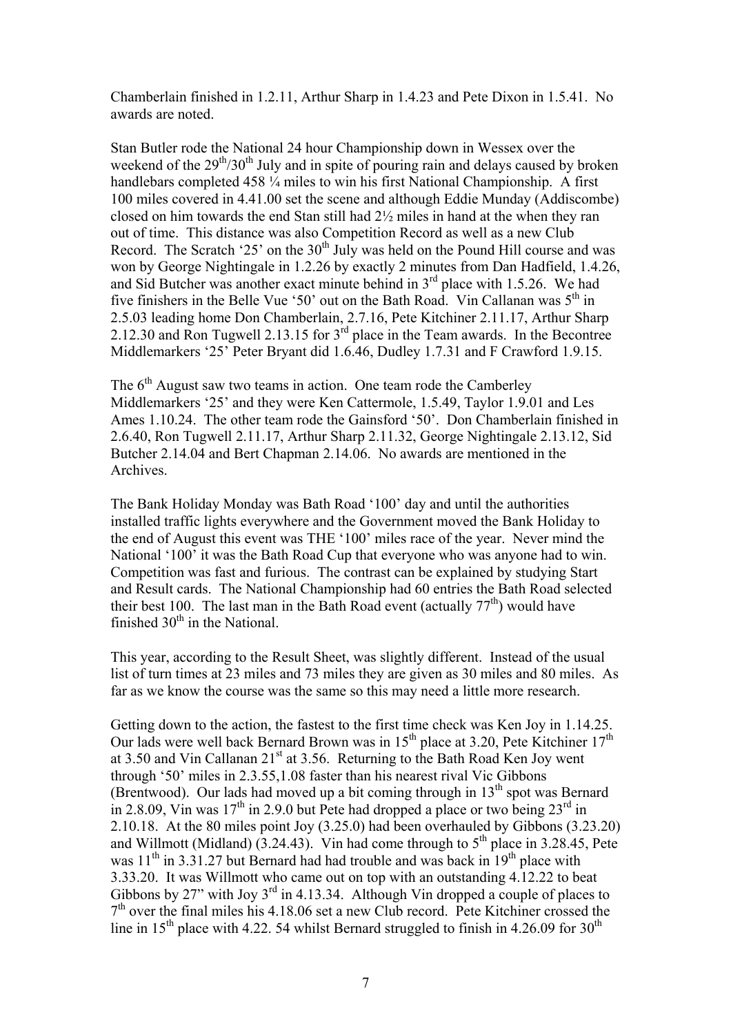Chamberlain finished in 1.2.11, Arthur Sharp in 1.4.23 and Pete Dixon in 1.5.41. No awards are noted.

Stan Butler rode the National 24 hour Championship down in Wessex over the weekend of the 29th/30th July and in spite of pouring rain and delays caused by broken handlebars completed 458 ¼ miles to win his first National Championship. A first 100 miles covered in 4.41.00 set the scene and although Eddie Munday (Addiscombe) closed on him towards the end Stan still had 2½ miles in hand at the when they ran out of time. This distance was also Competition Record as well as a new Club Record. The Scratch '25' on the 30th July was held on the Pound Hill course and was won by George Nightingale in 1.2.26 by exactly 2 minutes from Dan Hadfield, 1.4.26, and Sid Butcher was another exact minute behind in 3rd place with 1.5.26. We had five finishers in the Belle Vue '50' out on the Bath Road. Vin Callanan was 5th in 2.5.03 leading home Don Chamberlain, 2.7.16, Pete Kitchiner 2.11.17, Arthur Sharp 2.12.30 and Ron Tugwell 2.13.15 for 3rd place in the Team awards. In the Becontree Middlemarkers '25' Peter Bryant did 1.6.46, Dudley 1.7.31 and F Crawford 1.9.15.

The 6th August saw two teams in action. One team rode the Camberley Middlemarkers '25' and they were Ken Cattermole, 1.5.49, Taylor 1.9.01 and Les Ames 1.10.24. The other team rode the Gainsford '50'. Don Chamberlain finished in 2.6.40, Ron Tugwell 2.11.17, Arthur Sharp 2.11.32, George Nightingale 2.13.12, Sid Butcher 2.14.04 and Bert Chapman 2.14.06. No awards are mentioned in the Archives.

The Bank Holiday Monday was Bath Road '100' day and until the authorities installed traffic lights everywhere and the Government moved the Bank Holiday to the end of August this event was THE '100' miles race of the year. Never mind the National '100' it was the Bath Road Cup that everyone who was anyone had to win. Competition was fast and furious. The contrast can be explained by studying Start and Result cards. The National Championship had 60 entries the Bath Road selected their best 100. The last man in the Bath Road event (actually 77th) would have finished 30th in the National.

This year, according to the Result Sheet, was slightly different. Instead of the usual list of turn times at 23 miles and 73 miles they are given as 30 miles and 80 miles. As far as we know the course was the same so this may need a little more research.

Getting down to the action, the fastest to the first time check was Ken Joy in 1.14.25. Our lads were well back Bernard Brown was in 15th place at 3.20, Pete Kitchiner 17th at 3.50 and Vin Callanan 21st at 3.56. Returning to the Bath Road Ken Joy went through '50' miles in 2.3.55,1.08 faster than his nearest rival Vic Gibbons (Brentwood). Our lads had moved up a bit coming through in 13th spot was Bernard in 2.8.09, Vin was 17th in 2.9.0 but Pete had dropped a place or two being 23rd in 2.10.18. At the 80 miles point Joy (3.25.0) had been overhauled by Gibbons (3.23.20) and Willmott (Midland) (3.24.43). Vin had come through to 5th place in 3.28.45, Pete was 11th in 3.31.27 but Bernard had had trouble and was back in 19th place with 3.33.20. It was Willmott who came out on top with an outstanding 4.12.22 to beat Gibbons by 27" with Joy 3rd in 4.13.34. Although Vin dropped a couple of places to 7th over the final miles his 4.18.06 set a new Club record. Pete Kitchiner crossed the line in 15th place with 4.22. 54 whilst Bernard struggled to finish in 4.26.09 for 30th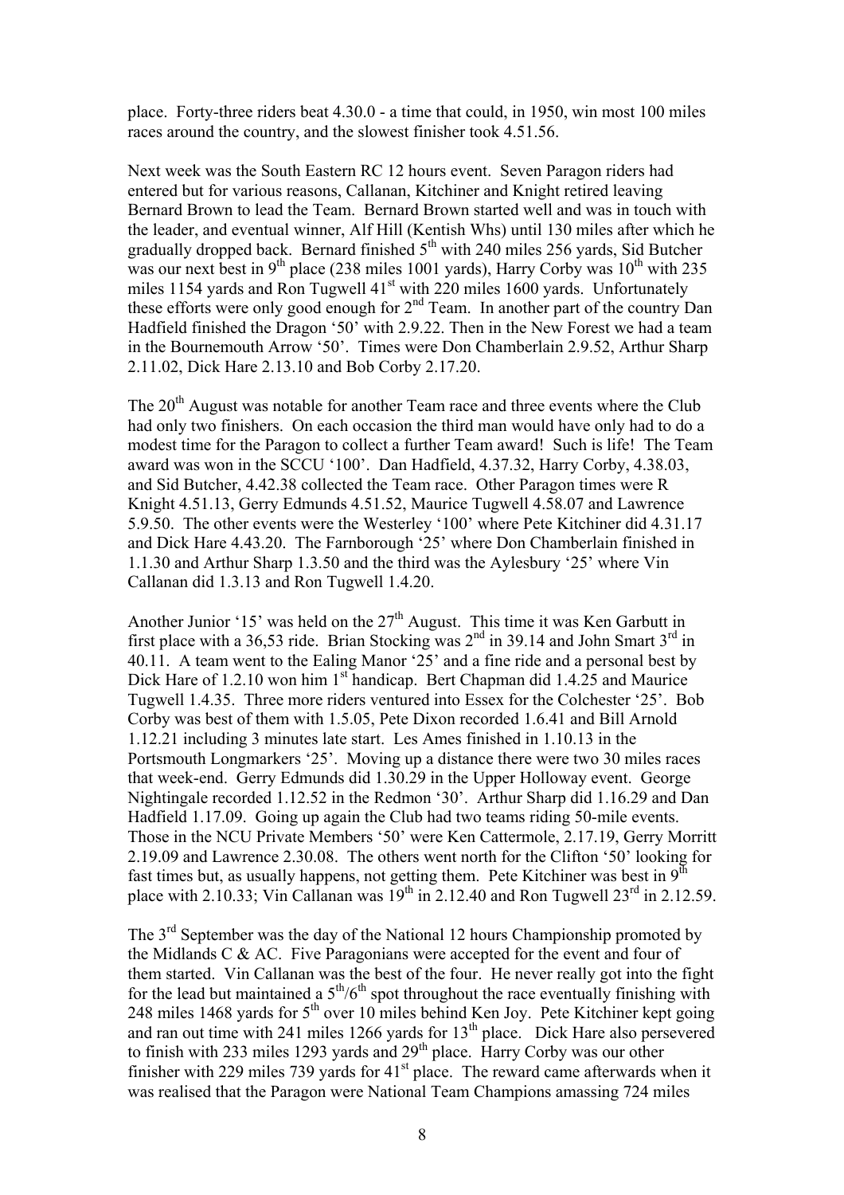place. Forty-three riders beat 4.30.0 - a time that could, in 1950, win most 100 miles races around the country, and the slowest finisher took 4.51.56.

Next week was the South Eastern RC 12 hours event. Seven Paragon riders had entered but for various reasons, Callanan, Kitchiner and Knight retired leaving Bernard Brown to lead the Team. Bernard Brown started well and was in touch with the leader, and eventual winner, Alf Hill (Kentish Whs) until 130 miles after which he gradually dropped back. Bernard finished 5th with 240 miles 256 yards, Sid Butcher was our next best in 9th place (238 miles 1001 yards), Harry Corby was 10th with 235 miles 1154 yards and Ron Tugwell 41st with 220 miles 1600 yards. Unfortunately these efforts were only good enough for 2nd Team. In another part of the country Dan Hadfield finished the Dragon '50' with 2.9.22. Then in the New Forest we had a team in the Bournemouth Arrow '50'. Times were Don Chamberlain 2.9.52, Arthur Sharp 2.11.02, Dick Hare 2.13.10 and Bob Corby 2.17.20.

The 20th August was notable for another Team race and three events where the Club had only two finishers. On each occasion the third man would have only had to do a modest time for the Paragon to collect a further Team award! Such is life! The Team award was won in the SCCU '100'. Dan Hadfield, 4.37.32, Harry Corby, 4.38.03, and Sid Butcher, 4.42.38 collected the Team race. Other Paragon times were R Knight 4.51.13, Gerry Edmunds 4.51.52, Maurice Tugwell 4.58.07 and Lawrence 5.9.50. The other events were the Westerley '100' where Pete Kitchiner did 4.31.17 and Dick Hare 4.43.20. The Farnborough '25' where Don Chamberlain finished in 1.1.30 and Arthur Sharp 1.3.50 and the third was the Aylesbury '25' where Vin Callanan did 1.3.13 and Ron Tugwell 1.4.20.

Another Junior '15' was held on the 27th August. This time it was Ken Garbutt in first place with a 36,53 ride. Brian Stocking was 2nd in 39.14 and John Smart 3rd in 40.11. A team went to the Ealing Manor '25' and a fine ride and a personal best by Dick Hare of 1.2.10 won him 1st handicap. Bert Chapman did 1.4.25 and Maurice Tugwell 1.4.35. Three more riders ventured into Essex for the Colchester '25'. Bob Corby was best of them with 1.5.05, Pete Dixon recorded 1.6.41 and Bill Arnold 1.12.21 including 3 minutes late start. Les Ames finished in 1.10.13 in the Portsmouth Longmarkers '25'. Moving up a distance there were two 30 miles races that week-end. Gerry Edmunds did 1.30.29 in the Upper Holloway event. George Nightingale recorded 1.12.52 in the Redmon '30'. Arthur Sharp did 1.16.29 and Dan Hadfield 1.17.09. Going up again the Club had two teams riding 50-mile events. Those in the NCU Private Members '50' were Ken Cattermole, 2.17.19, Gerry Morritt 2.19.09 and Lawrence 2.30.08. The others went north for the Clifton '50' looking for fast times but, as usually happens, not getting them. Pete Kitchiner was best in 9th place with 2.10.33; Vin Callanan was 19th in 2.12.40 and Ron Tugwell 23rd in 2.12.59.

The 3rd September was the day of the National 12 hours Championship promoted by the Midlands C & AC. Five Paragonians were accepted for the event and four of them started. Vin Callanan was the best of the four. He never really got into the fight for the lead but maintained a 5th/6th spot throughout the race eventually finishing with 248 miles 1468 yards for 5th over 10 miles behind Ken Joy. Pete Kitchiner kept going and ran out time with 241 miles 1266 yards for 13th place. Dick Hare also persevered to finish with 233 miles 1293 yards and 29th place. Harry Corby was our other finisher with 229 miles 739 yards for 41st place. The reward came afterwards when it was realised that the Paragon were National Team Champions amassing 724 miles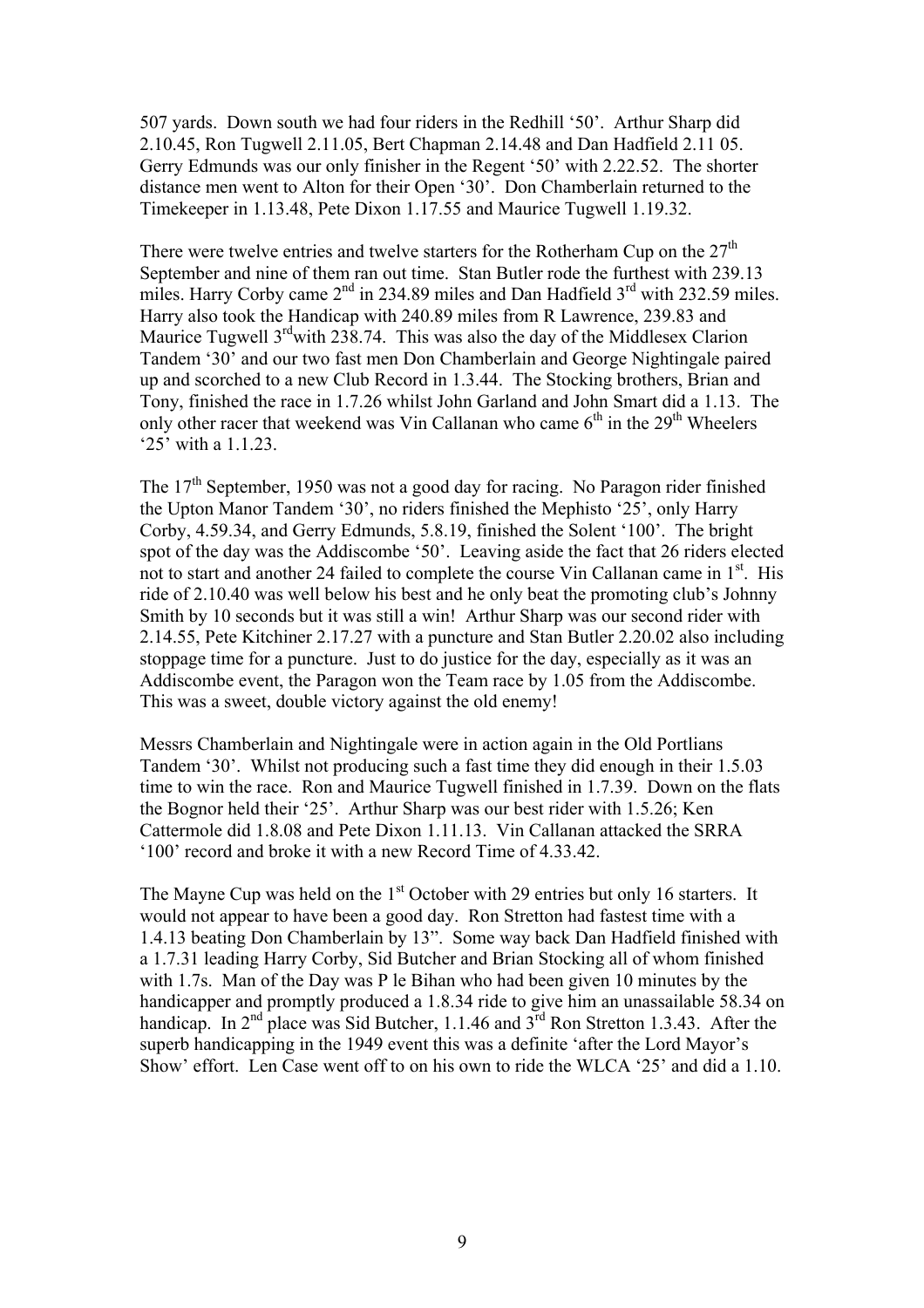507 yards. Down south we had four riders in the Redhill '50'. Arthur Sharp did 2.10.45, Ron Tugwell 2.11.05, Bert Chapman 2.14.48 and Dan Hadfield 2.11 05. Gerry Edmunds was our only finisher in the Regent '50' with 2.22.52. The shorter distance men went to Alton for their Open '30'. Don Chamberlain returned to the Timekeeper in 1.13.48, Pete Dixon 1.17.55 and Maurice Tugwell 1.19.32.

There were twelve entries and twelve starters for the Rotherham Cup on the 27th September and nine of them ran out time. Stan Butler rode the furthest with 239.13 miles. Harry Corby came 2nd in 234.89 miles and Dan Hadfield 3rd with 232.59 miles. Harry also took the Handicap with 240.89 miles from R Lawrence, 239.83 and Maurice Tugwell 3rd with 238.74. This was also the day of the Middlesex Clarion Tandem '30' and our two fast men Don Chamberlain and George Nightingale paired up and scorched to a new Club Record in 1.3.44. The Stocking brothers, Brian and Tony, finished the race in 1.7.26 whilst John Garland and John Smart did a 1.13. The only other racer that weekend was Vin Callanan who came 6th in the 29th Wheelers '25' with a 1.1.23.

The 17th September, 1950 was not a good day for racing. No Paragon rider finished the Upton Manor Tandem '30', no riders finished the Mephisto '25', only Harry Corby, 4.59.34, and Gerry Edmunds, 5.8.19, finished the Solent '100'. The bright spot of the day was the Addiscombe '50'. Leaving aside the fact that 26 riders elected not to start and another 24 failed to complete the course Vin Callanan came in 1st. His ride of 2.10.40 was well below his best and he only beat the promoting club's Johnny Smith by 10 seconds but it was still a win! Arthur Sharp was our second rider with 2.14.55, Pete Kitchiner 2.17.27 with a puncture and Stan Butler 2.20.02 also including stoppage time for a puncture. Just to do justice for the day, especially as it was an Addiscombe event, the Paragon won the Team race by 1.05 from the Addiscombe. This was a sweet, double victory against the old enemy!

Messrs Chamberlain and Nightingale were in action again in the Old Portlians Tandem '30'. Whilst not producing such a fast time they did enough in their 1.5.03 time to win the race. Ron and Maurice Tugwell finished in 1.7.39. Down on the flats the Bognor held their '25'. Arthur Sharp was our best rider with 1.5.26; Ken Cattermole did 1.8.08 and Pete Dixon 1.11.13. Vin Callanan attacked the SRRA '100' record and broke it with a new Record Time of 4.33.42.

The Mayne Cup was held on the 1st October with 29 entries but only 16 starters. It would not appear to have been a good day. Ron Stretton had fastest time with a 1.4.13 beating Don Chamberlain by 13". Some way back Dan Hadfield finished with a 1.7.31 leading Harry Corby, Sid Butcher and Brian Stocking all of whom finished with 1.7s. Man of the Day was P le Bihan who had been given 10 minutes by the handicapper and promptly produced a 1.8.34 ride to give him an unassailable 58.34 on handicap. In 2nd place was Sid Butcher, 1.1.46 and 3rd Ron Stretton 1.3.43. After the superb handicapping in the 1949 event this was a definite 'after the Lord Mayor's Show' effort. Len Case went off to on his own to ride the WLCA '25' and did a 1.10.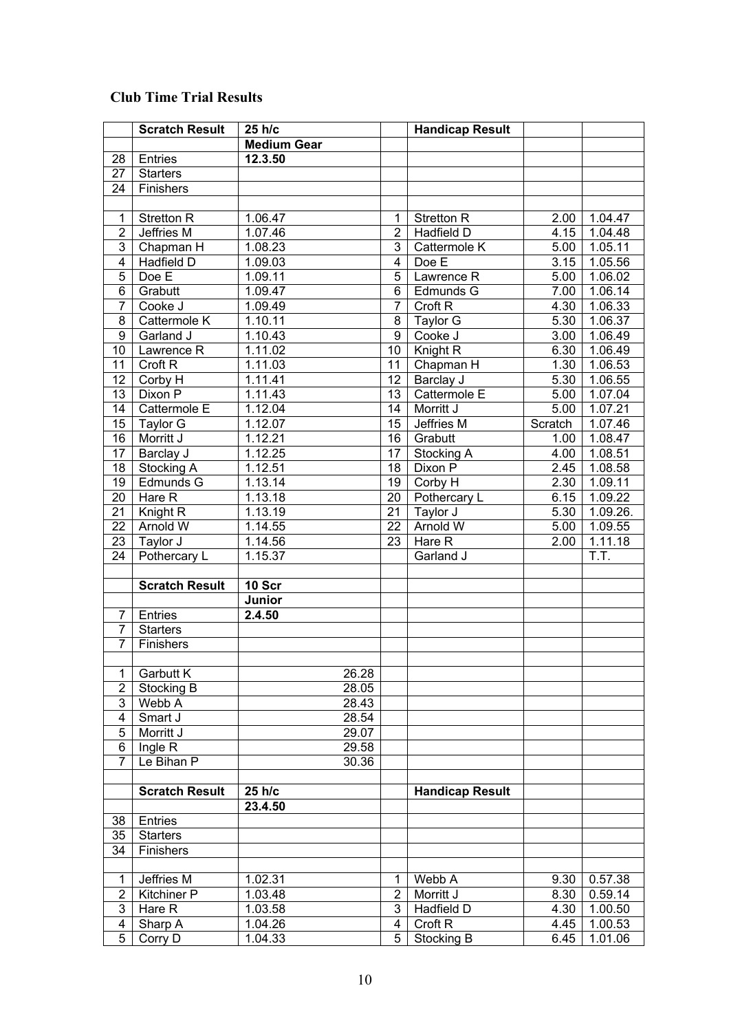## Club Time Trial Results

| | Scratch Result | 25 h/c | | Handicap Result | | |
|---|---|---|---|---|---|---|
| | | Medium Gear | | | | |
| 28 | Entries | 12.3.50 | | | | |
| 27 | Starters | | | | | |
| 24 | Finishers | | | | | |
| | | | | | | |
| 1 | Stretton R | 1.06.47 | 1 | Stretton R | 2.00 | 1.04.47 |
| 2 | Jeffries M | 1.07.46 | 2 | Hadfield D | 4.15 | 1.04.48 |
| 3 | Chapman H | 1.08.23 | 3 | Cattermole K | 5.00 | 1.05.11 |
| 4 | Hadfield D | 1.09.03 | 4 | Doe E | 3.15 | 1.05.56 |
| 5 | Doe E | 1.09.11 | 5 | Lawrence R | 5.00 | 1.06.02 |
| 6 | Grabutt | 1.09.47 | 6 | Edmunds G | 7.00 | 1.06.14 |
| 7 | Cooke J | 1.09.49 | 7 | Croft R | 4.30 | 1.06.33 |
| 8 | Cattermole K | 1.10.11 | 8 | Taylor G | 5.30 | 1.06.37 |
| 9 | Garland J | 1.10.43 | 9 | Cooke J | 3.00 | 1.06.49 |
| 10 | Lawrence R | 1.11.02 | 10 | Knight R | 6.30 | 1.06.49 |
| 11 | Croft R | 1.11.03 | 11 | Chapman H | 1.30 | 1.06.53 |
| 12 | Corby H | 1.11.41 | 12 | Barclay J | 5.30 | 1.06.55 |
| 13 | Dixon P | 1.11.43 | 13 | Cattermole E | 5.00 | 1.07.04 |
| 14 | Cattermole E | 1.12.04 | 14 | Morritt J | 5.00 | 1.07.21 |
| 15 | Taylor G | 1.12.07 | 15 | Jeffries M | Scratch | 1.07.46 |
| 16 | Morritt J | 1.12.21 | 16 | Grabutt | 1.00 | 1.08.47 |
| 17 | Barclay J | 1.12.25 | 17 | Stocking A | 4.00 | 1.08.51 |
| 18 | Stocking A | 1.12.51 | 18 | Dixon P | 2.45 | 1.08.58 |
| 19 | Edmunds G | 1.13.14 | 19 | Corby H | 2.30 | 1.09.11 |
| 20 | Hare R | 1.13.18 | 20 | Pothercary L | 6.15 | 1.09.22 |
| 21 | Knight R | 1.13.19 | 21 | Taylor J | 5.30 | 1.09.26. |
| 22 | Arnold W | 1.14.55 | 22 | Arnold W | 5.00 | 1.09.55 |
| 23 | Taylor J | 1.14.56 | 23 | Hare R | 2.00 | 1.11.18 |
| 24 | Pothercary L | 1.15.37 | | Garland J | | T.T. |
| | | | | | | |
| | Scratch Result | 10 Scr | | | | |
| | | Junior | | | | |
| 7 | Entries | 2.4.50 | | | | |
| 7 | Starters | | | | | |
| 7 | Finishers | | | | | |
| | | | | | | |
| 1 | Garbutt K | 26.28 | | | | |
| 2 | Stocking B | 28.05 | | | | |
| 3 | Webb A | 28.43 | | | | |
| 4 | Smart J | 28.54 | | | | |
| 5 | Morritt J | 29.07 | | | | |
| 6 | Ingle R | 29.58 | | | | |
| 7 | Le Bihan P | 30.36 | | | | |
| | | | | | | |
| | Scratch Result | 25 h/c | | Handicap Result | | |
| | | 23.4.50 | | | | |
| 38 | Entries | | | | | |
| 35 | Starters | | | | | |
| 34 | Finishers | | | | | |
| | | | | | | |
| 1 | Jeffries M | 1.02.31 | 1 | Webb A | 9.30 | 0.57.38 |
| 2 | Kitchiner P | 1.03.48 | 2 | Morritt J | 8.30 | 0.59.14 |
| 3 | Hare R | 1.03.58 | 3 | Hadfield D | 4.30 | 1.00.50 |
| 4 | Sharp A | 1.04.26 | 4 | Croft R | 4.45 | 1.00.53 |
| 5 | Corry D | 1.04.33 | 5 | Stocking B | 6.45 | 1.01.06 |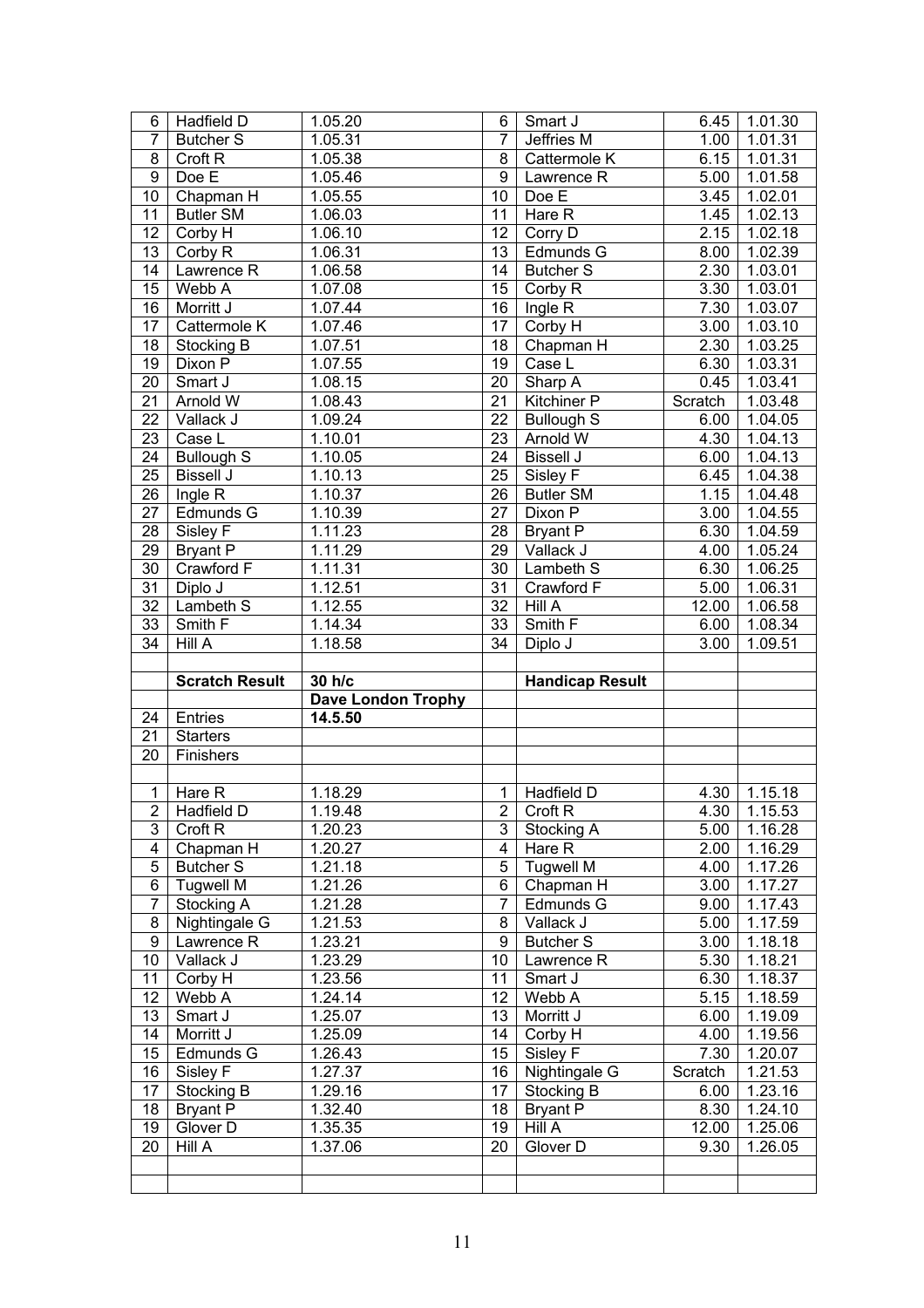| | | | | | | |
|---|---|---|---|---|---|---|
| 6 | Hadfield D | 1.05.20 | 6 | Smart J | 6.45 | 1.01.30 |
| 7 | Butcher S | 1.05.31 | 7 | Jeffries M | 1.00 | 1.01.31 |
| 8 | Croft R | 1.05.38 | 8 | Cattermole K | 6.15 | 1.01.31 |
| 9 | Doe E | 1.05.46 | 9 | Lawrence R | 5.00 | 1.01.58 |
| 10 | Chapman H | 1.05.55 | 10 | Doe E | 3.45 | 1.02.01 |
| 11 | Butler SM | 1.06.03 | 11 | Hare R | 1.45 | 1.02.13 |
| 12 | Corby H | 1.06.10 | 12 | Corry D | 2.15 | 1.02.18 |
| 13 | Corby R | 1.06.31 | 13 | Edmunds G | 8.00 | 1.02.39 |
| 14 | Lawrence R | 1.06.58 | 14 | Butcher S | 2.30 | 1.03.01 |
| 15 | Webb A | 1.07.08 | 15 | Corby R | 3.30 | 1.03.01 |
| 16 | Morritt J | 1.07.44 | 16 | Ingle R | 7.30 | 1.03.07 |
| 17 | Cattermole K | 1.07.46 | 17 | Corby H | 3.00 | 1.03.10 |
| 18 | Stocking B | 1.07.51 | 18 | Chapman H | 2.30 | 1.03.25 |
| 19 | Dixon P | 1.07.55 | 19 | Case L | 6.30 | 1.03.31 |
| 20 | Smart J | 1.08.15 | 20 | Sharp A | 0.45 | 1.03.41 |
| 21 | Arnold W | 1.08.43 | 21 | Kitchiner P | Scratch | 1.03.48 |
| 22 | Vallack J | 1.09.24 | 22 | Bullough S | 6.00 | 1.04.05 |
| 23 | Case L | 1.10.01 | 23 | Arnold W | 4.30 | 1.04.13 |
| 24 | Bullough S | 1.10.05 | 24 | Bissell J | 6.00 | 1.04.13 |
| 25 | Bissell J | 1.10.13 | 25 | Sisley F | 6.45 | 1.04.38 |
| 26 | Ingle R | 1.10.37 | 26 | Butler SM | 1.15 | 1.04.48 |
| 27 | Edmunds G | 1.10.39 | 27 | Dixon P | 3.00 | 1.04.55 |
| 28 | Sisley F | 1.11.23 | 28 | Bryant P | 6.30 | 1.04.59 |
| 29 | Bryant P | 1.11.29 | 29 | Vallack J | 4.00 | 1.05.24 |
| 30 | Crawford F | 1.11.31 | 30 | Lambeth S | 6.30 | 1.06.25 |
| 31 | Diplo J | 1.12.51 | 31 | Crawford F | 5.00 | 1.06.31 |
| 32 | Lambeth S | 1.12.55 | 32 | Hill A | 12.00 | 1.06.58 |
| 33 | Smith F | 1.14.34 | 33 | Smith F | 6.00 | 1.08.34 |
| 34 | Hill A | 1.18.58 | 34 | Diplo J | 3.00 | 1.09.51 |
| | | | | | | |
| | **Scratch Result** | **30 h/c** | | **Handicap Result** | | |
| | | **Dave London Trophy** | | | | |
| 24 | Entries | **14.5.50** | | | | |
| 21 | Starters | | | | | |
| 20 | Finishers | | | | | |
| | | | | | | |
| 1 | Hare R | 1.18.29 | 1 | Hadfield D | 4.30 | 1.15.18 |
| 2 | Hadfield D | 1.19.48 | 2 | Croft R | 4.30 | 1.15.53 |
| 3 | Croft R | 1.20.23 | 3 | Stocking A | 5.00 | 1.16.28 |
| 4 | Chapman H | 1.20.27 | 4 | Hare R | 2.00 | 1.16.29 |
| 5 | Butcher S | 1.21.18 | 5 | Tugwell M | 4.00 | 1.17.26 |
| 6 | Tugwell M | 1.21.26 | 6 | Chapman H | 3.00 | 1.17.27 |
| 7 | Stocking A | 1.21.28 | 7 | Edmunds G | 9.00 | 1.17.43 |
| 8 | Nightingale G | 1.21.53 | 8 | Vallack J | 5.00 | 1.17.59 |
| 9 | Lawrence R | 1.23.21 | 9 | Butcher S | 3.00 | 1.18.18 |
| 10 | Vallack J | 1.23.29 | 10 | Lawrence R | 5.30 | 1.18.21 |
| 11 | Corby H | 1.23.56 | 11 | Smart J | 6.30 | 1.18.37 |
| 12 | Webb A | 1.24.14 | 12 | Webb A | 5.15 | 1.18.59 |
| 13 | Smart J | 1.25.07 | 13 | Morritt J | 6.00 | 1.19.09 |
| 14 | Morritt J | 1.25.09 | 14 | Corby H | 4.00 | 1.19.56 |
| 15 | Edmunds G | 1.26.43 | 15 | Sisley F | 7.30 | 1.20.07 |
| 16 | Sisley F | 1.27.37 | 16 | Nightingale G | Scratch | 1.21.53 |
| 17 | Stocking B | 1.29.16 | 17 | Stocking B | 6.00 | 1.23.16 |
| 18 | Bryant P | 1.32.40 | 18 | Bryant P | 8.30 | 1.24.10 |
| 19 | Glover D | 1.35.35 | 19 | Hill A | 12.00 | 1.25.06 |
| 20 | Hill A | 1.37.06 | 20 | Glover D | 9.30 | 1.26.05 |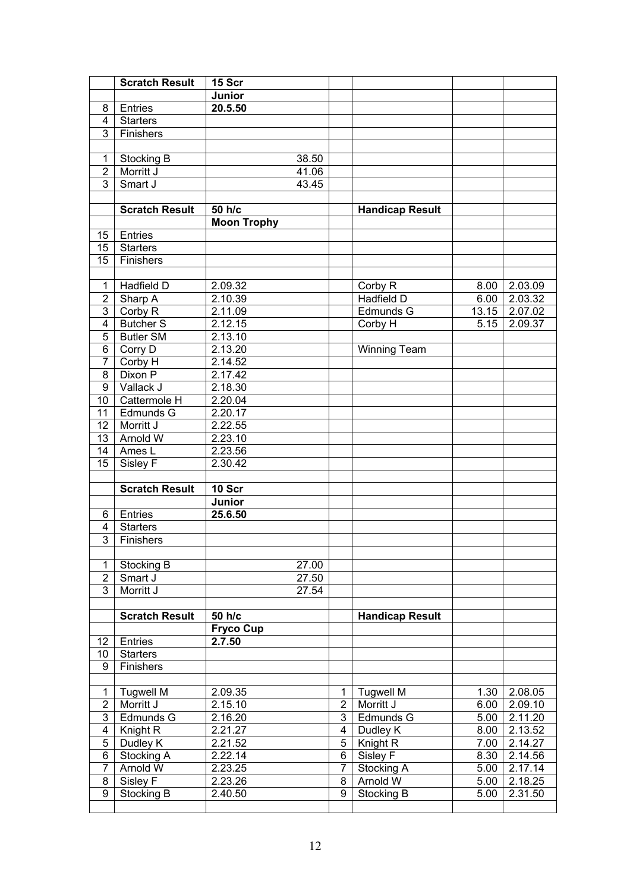|  | Scratch Result | 15 Scr |  |  |  |  |
|---|---|---|---|---|---|---|
|  |  | Junior |  |  |  |  |
| 8 | Entries | 20.5.50 |  |  |  |  |
| 4 | Starters |  |  |  |  |  |
| 3 | Finishers |  |  |  |  |  |
|  |  |  |  |  |  |  |
| 1 | Stocking B | 38.50 |  |  |  |  |
| 2 | Morritt J | 41.06 |  |  |  |  |
| 3 | Smart J | 43.45 |  |  |  |  |
|  |  |  |  |  |  |  |
|  | Scratch Result | 50 h/c |  | Handicap Result |  |  |
|  |  | Moon Trophy |  |  |  |  |
| 15 | Entries |  |  |  |  |  |
| 15 | Starters |  |  |  |  |  |
| 15 | Finishers |  |  |  |  |  |
|  |  |  |  |  |  |  |
| 1 | Hadfield D | 2.09.32 |  | Corby R | 8.00 | 2.03.09 |
| 2 | Sharp A | 2.10.39 |  | Hadfield D | 6.00 | 2.03.32 |
| 3 | Corby R | 2.11.09 |  | Edmunds G | 13.15 | 2.07.02 |
| 4 | Butcher S | 2.12.15 |  | Corby H | 5.15 | 2.09.37 |
| 5 | Butler SM | 2.13.10 |  |  |  |  |
| 6 | Corry D | 2.13.20 |  | Winning Team |  |  |
| 7 | Corby H | 2.14.52 |  |  |  |  |
| 8 | Dixon P | 2.17.42 |  |  |  |  |
| 9 | Vallack J | 2.18.30 |  |  |  |  |
| 10 | Cattermole H | 2.20.04 |  |  |  |  |
| 11 | Edmunds G | 2.20.17 |  |  |  |  |
| 12 | Morritt J | 2.22.55 |  |  |  |  |
| 13 | Arnold W | 2.23.10 |  |  |  |  |
| 14 | Ames L | 2.23.56 |  |  |  |  |
| 15 | Sisley F | 2.30.42 |  |  |  |  |
|  |  |  |  |  |  |  |
|  | Scratch Result | 10 Scr |  |  |  |  |
|  |  | Junior |  |  |  |  |
| 6 | Entries | 25.6.50 |  |  |  |  |
| 4 | Starters |  |  |  |  |  |
| 3 | Finishers |  |  |  |  |  |
|  |  |  |  |  |  |  |
| 1 | Stocking B | 27.00 |  |  |  |  |
| 2 | Smart J | 27.50 |  |  |  |  |
| 3 | Morritt J | 27.54 |  |  |  |  |
|  |  |  |  |  |  |  |
|  | Scratch Result | 50 h/c |  | Handicap Result |  |  |
|  |  | Fryco Cup |  |  |  |  |
| 12 | Entries | 2.7.50 |  |  |  |  |
| 10 | Starters |  |  |  |  |  |
| 9 | Finishers |  |  |  |  |  |
|  |  |  |  |  |  |  |
| 1 | Tugwell M | 2.09.35 | 1 | Tugwell M | 1.30 | 2.08.05 |
| 2 | Morritt J | 2.15.10 | 2 | Morritt J | 6.00 | 2.09.10 |
| 3 | Edmunds G | 2.16.20 | 3 | Edmunds G | 5.00 | 2.11.20 |
| 4 | Knight R | 2.21.27 | 4 | Dudley K | 8.00 | 2.13.52 |
| 5 | Dudley K | 2.21.52 | 5 | Knight R | 7.00 | 2.14.27 |
| 6 | Stocking A | 2.22.14 | 6 | Sisley F | 8.30 | 2.14.56 |
| 7 | Arnold W | 2.23.25 | 7 | Stocking A | 5.00 | 2.17.14 |
| 8 | Sisley F | 2.23.26 | 8 | Arnold W | 5.00 | 2.18.25 |
| 9 | Stocking B | 2.40.50 | 9 | Stocking B | 5.00 | 2.31.50 |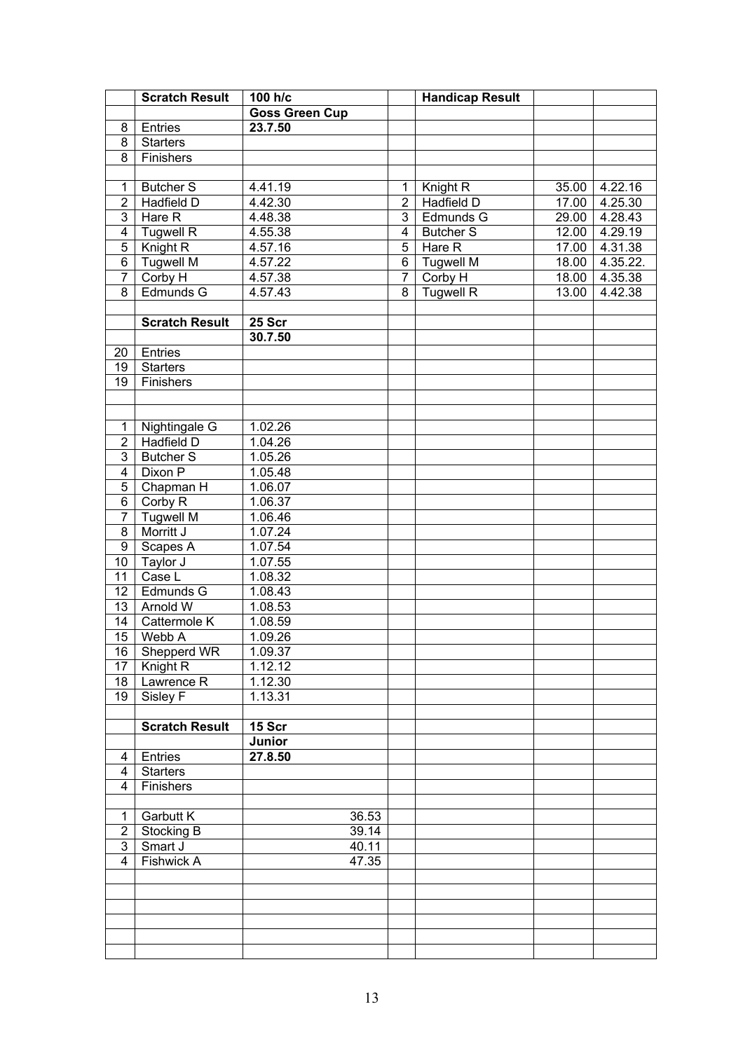|  | Scratch Result | 100 h/c |  | Handicap Result |  |  |
|---|---|---|---|---|---|---|
|  |  | **Goss Green Cup** |  |  |  |  |
| 8 | Entries | **23.7.50** |  |  |  |  |
| 8 | Starters |  |  |  |  |  |
| 8 | Finishers |  |  |  |  |  |
|  |  |  |  |  |  |  |
| 1 | Butcher S | 4.41.19 | 1 | Knight R | 35.00 | 4.22.16 |
| 2 | Hadfield D | 4.42.30 | 2 | Hadfield D | 17.00 | 4.25.30 |
| 3 | Hare R | 4.48.38 | 3 | Edmunds G | 29.00 | 4.28.43 |
| 4 | Tugwell R | 4.55.38 | 4 | Butcher S | 12.00 | 4.29.19 |
| 5 | Knight R | 4.57.16 | 5 | Hare R | 17.00 | 4.31.38 |
| 6 | Tugwell M | 4.57.22 | 6 | Tugwell M | 18.00 | 4.35.22. |
| 7 | Corby H | 4.57.38 | 7 | Corby H | 18.00 | 4.35.38 |
| 8 | Edmunds G | 4.57.43 | 8 | Tugwell R | 13.00 | 4.42.38 |
|  |  |  |  |  |  |  |
|  | **Scratch Result** | **25 Scr** |  |  |  |  |
|  |  | **30.7.50** |  |  |  |  |
| 20 | Entries |  |  |  |  |  |
| 19 | Starters |  |  |  |  |  |
| 19 | Finishers |  |  |  |  |  |
|  |  |  |  |  |  |  |
|  |  |  |  |  |  |  |
| 1 | Nightingale G | 1.02.26 |  |  |  |  |
| 2 | Hadfield D | 1.04.26 |  |  |  |  |
| 3 | Butcher S | 1.05.26 |  |  |  |  |
| 4 | Dixon P | 1.05.48 |  |  |  |  |
| 5 | Chapman H | 1.06.07 |  |  |  |  |
| 6 | Corby R | 1.06.37 |  |  |  |  |
| 7 | Tugwell M | 1.06.46 |  |  |  |  |
| 8 | Morritt J | 1.07.24 |  |  |  |  |
| 9 | Scapes A | 1.07.54 |  |  |  |  |
| 10 | Taylor J | 1.07.55 |  |  |  |  |
| 11 | Case L | 1.08.32 |  |  |  |  |
| 12 | Edmunds G | 1.08.43 |  |  |  |  |
| 13 | Arnold W | 1.08.53 |  |  |  |  |
| 14 | Cattermole K | 1.08.59 |  |  |  |  |
| 15 | Webb A | 1.09.26 |  |  |  |  |
| 16 | Shepperd WR | 1.09.37 |  |  |  |  |
| 17 | Knight R | 1.12.12 |  |  |  |  |
| 18 | Lawrence R | 1.12.30 |  |  |  |  |
| 19 | Sisley F | 1.13.31 |  |  |  |  |
|  |  |  |  |  |  |  |
|  | **Scratch Result** | **15 Scr** |  |  |  |  |
|  |  | **Junior** |  |  |  |  |
| 4 | Entries | **27.8.50** |  |  |  |  |
| 4 | Starters |  |  |  |  |  |
| 4 | Finishers |  |  |  |  |  |
|  |  |  |  |  |  |  |
| 1 | Garbutt K | 36.53 |  |  |  |  |
| 2 | Stocking B | 39.14 |  |  |  |  |
| 3 | Smart J | 40.11 |  |  |  |  |
| 4 | Fishwick A | 47.35 |  |  |  |  |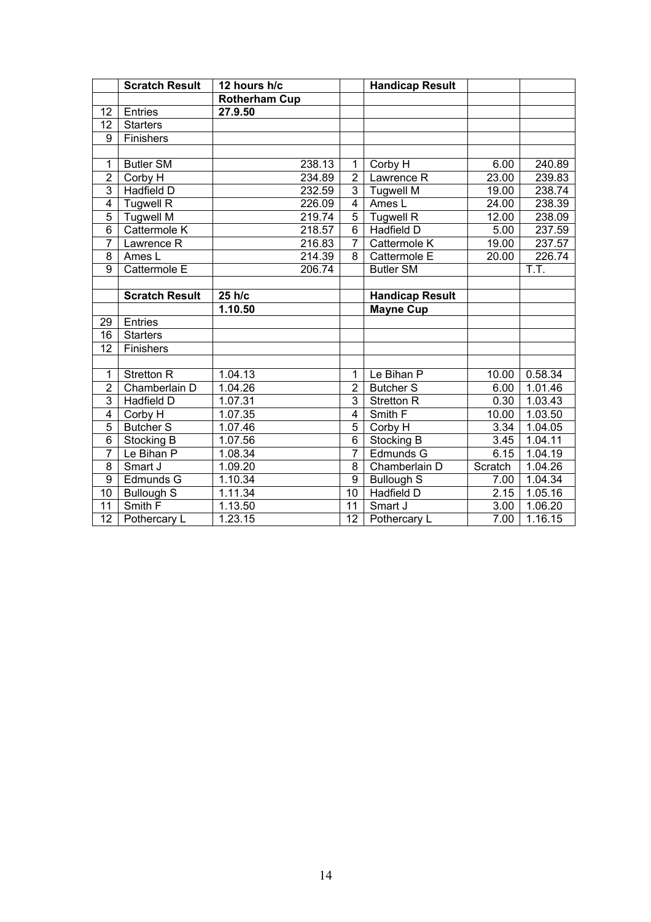| | | | | | | |
|---|---|---|---|---|---|---|
| | **Scratch Result** | **12 hours h/c** | | **Handicap Result** | | |
| | | **Rotherham Cup** | | | | |
| 12 | Entries | **27.9.50** | | | | |
| 12 | Starters | | | | | |
| 9 | Finishers | | | | | |
| | | | | | | |
| 1 | Butler SM | 238.13 | 1 | Corby H | 6.00 | 240.89 |
| 2 | Corby H | 234.89 | 2 | Lawrence R | 23.00 | 239.83 |
| 3 | Hadfield D | 232.59 | 3 | Tugwell M | 19.00 | 238.74 |
| 4 | Tugwell R | 226.09 | 4 | Ames L | 24.00 | 238.39 |
| 5 | Tugwell M | 219.74 | 5 | Tugwell R | 12.00 | 238.09 |
| 6 | Cattermole K | 218.57 | 6 | Hadfield D | 5.00 | 237.59 |
| 7 | Lawrence R | 216.83 | 7 | Cattermole K | 19.00 | 237.57 |
| 8 | Ames L | 214.39 | 8 | Cattermole E | 20.00 | 226.74 |
| 9 | Cattermole E | 206.74 | | Butler SM | | T.T. |
| | | | | | | |
| | **Scratch Result** | **25 h/c** | | **Handicap Result** | | |
| | | **1.10.50** | | **Mayne Cup** | | |
| 29 | Entries | | | | | |
| 16 | Starters | | | | | |
| 12 | Finishers | | | | | |
| | | | | | | |
| 1 | Stretton R | 1.04.13 | 1 | Le Bihan P | 10.00 | 0.58.34 |
| 2 | Chamberlain D | 1.04.26 | 2 | Butcher S | 6.00 | 1.01.46 |
| 3 | Hadfield D | 1.07.31 | 3 | Stretton R | 0.30 | 1.03.43 |
| 4 | Corby H | 1.07.35 | 4 | Smith F | 10.00 | 1.03.50 |
| 5 | Butcher S | 1.07.46 | 5 | Corby H | 3.34 | 1.04.05 |
| 6 | Stocking B | 1.07.56 | 6 | Stocking B | 3.45 | 1.04.11 |
| 7 | Le Bihan P | 1.08.34 | 7 | Edmunds G | 6.15 | 1.04.19 |
| 8 | Smart J | 1.09.20 | 8 | Chamberlain D | Scratch | 1.04.26 |
| 9 | Edmunds G | 1.10.34 | 9 | Bullough S | 7.00 | 1.04.34 |
| 10 | Bullough S | 1.11.34 | 10 | Hadfield D | 2.15 | 1.05.16 |
| 11 | Smith F | 1.13.50 | 11 | Smart J | 3.00 | 1.06.20 |
| 12 | Pothercary L | 1.23.15 | 12 | Pothercary L | 7.00 | 1.16.15 |